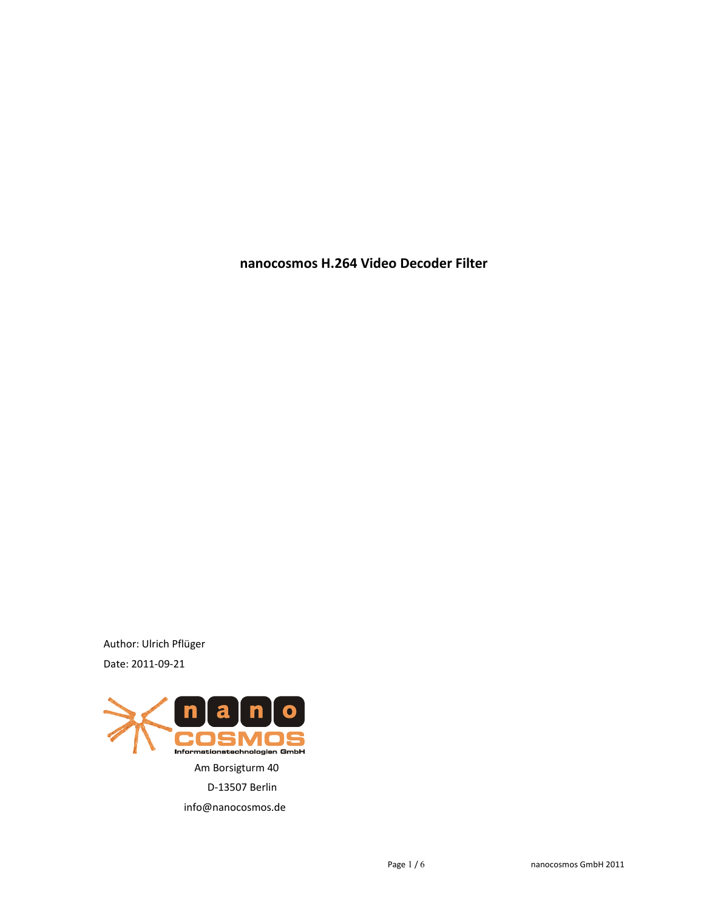# nanocosmos H.264 Video Decoder Filter

Author: Ulrich Pflüger

Date: 2011-09-21

nano COSMOS Informationstechnologien GmbH

Am Borsigturm 40

D-13507 Berlin

info@nanocosmos.de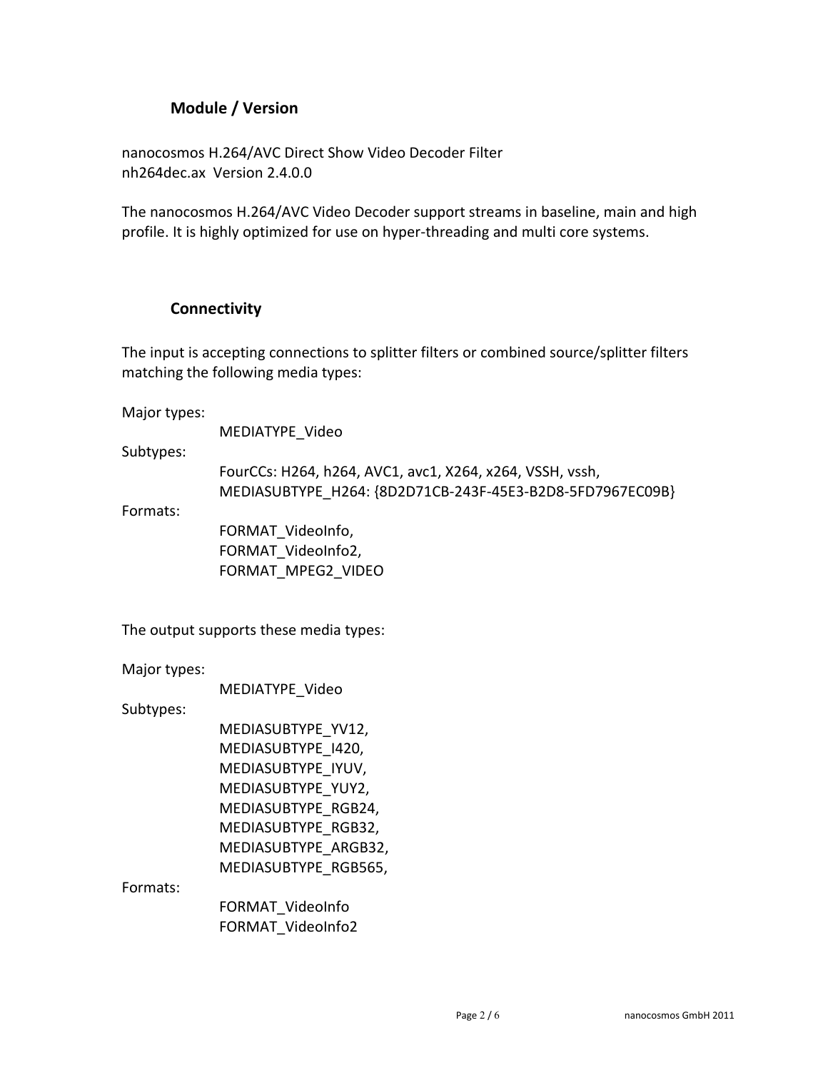## Module / Version

nanocosmos H.264/AVC Direct Show Video Decoder Filter
nh264dec.ax Version 2.4.0.0

The nanocosmos H.264/AVC Video Decoder support streams in baseline, main and high profile. It is highly optimized for use on hyper-threading and multi core systems.

## Connectivity

The input is accepting connections to splitter filters or combined source/splitter filters matching the following media types:

Major types:
- MEDIATYPE_Video

Subtypes:
- FourCCs: H264, h264, AVC1, avc1, X264, x264, VSSH, vssh,
- MEDIASUBTYPE_H264: {8D2D71CB-243F-45E3-B2D8-5FD7967EC09B}

Formats:
- FORMAT_VideoInfo,
- FORMAT_VideoInfo2,
- FORMAT_MPEG2_VIDEO

The output supports these media types:

Major types:
- MEDIATYPE_Video

Subtypes:
- MEDIASUBTYPE_YV12,
- MEDIASUBTYPE_I420,
- MEDIASUBTYPE_IYUV,
- MEDIASUBTYPE_YUY2,
- MEDIASUBTYPE_RGB24,
- MEDIASUBTYPE_RGB32,
- MEDIASUBTYPE_ARGB32,
- MEDIASUBTYPE_RGB565,

Formats:
- FORMAT_VideoInfo
- FORMAT_VideoInfo2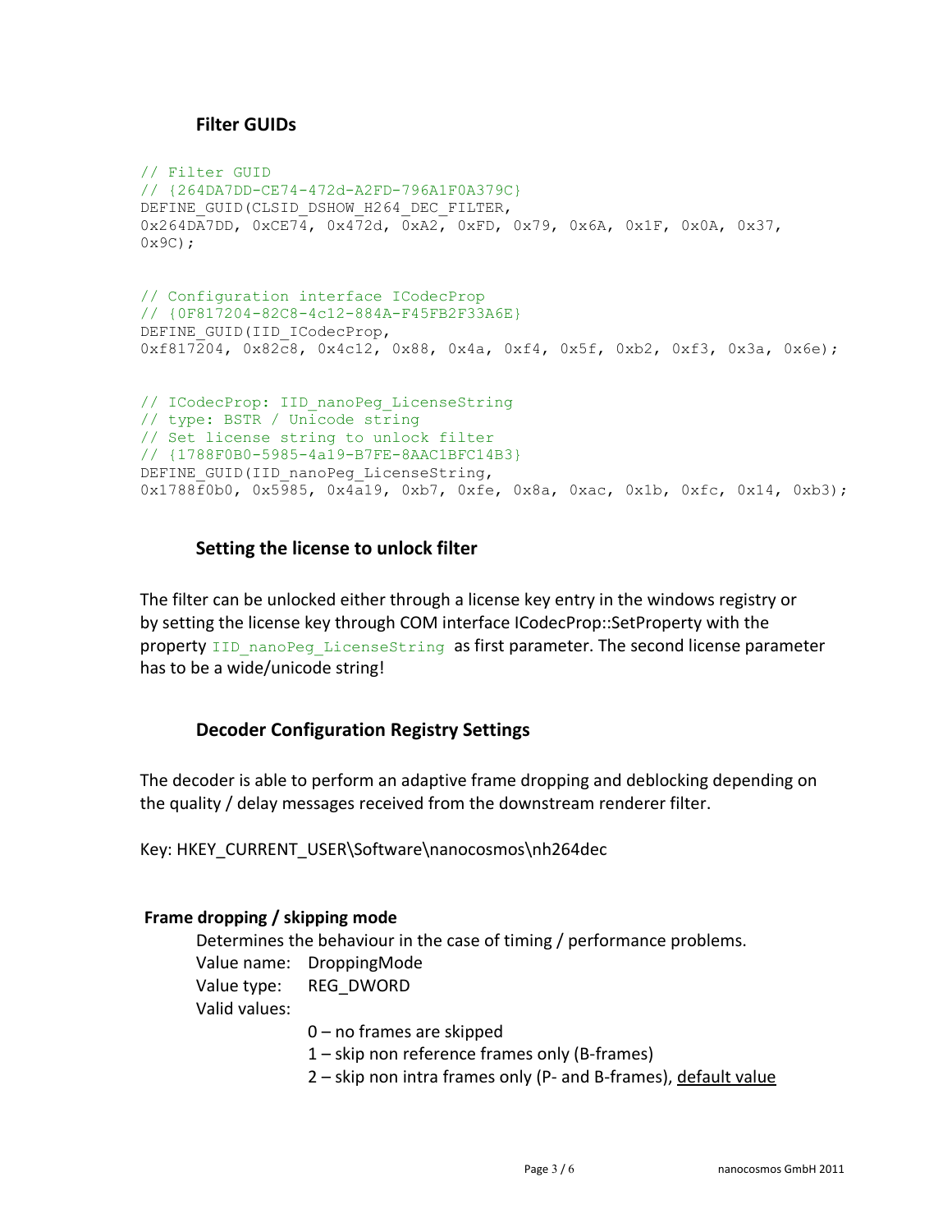### Filter GUIDs

```
// Filter GUID
// {264DA7DD-CE74-472d-A2FD-796A1F0A379C}
DEFINE_GUID(CLSID_DSHOW_H264_DEC_FILTER,
0x264DA7DD, 0xCE74, 0x472d, 0xA2, 0xFD, 0x79, 0x6A, 0x1F, 0x0A, 0x37,
0x9C);


// Configuration interface ICodecProp
// {0F817204-82C8-4c12-884A-F45FB2F33A6E}
DEFINE_GUID(IID_ICodecProp,
0xf817204, 0x82c8, 0x4c12, 0x88, 0x4a, 0xf4, 0x5f, 0xb2, 0xf3, 0x3a, 0x6e);


// ICodecProp: IID_nanoPeg_LicenseString
// type: BSTR / Unicode string
// Set license string to unlock filter
// {1788F0B0-5985-4a19-B7FE-8AAC1BFC14B3}
DEFINE_GUID(IID_nanoPeg_LicenseString,
0x1788f0b0, 0x5985, 0x4a19, 0xb7, 0xfe, 0x8a, 0xac, 0x1b, 0xfc, 0x14, 0xb3);
```

### Setting the license to unlock filter

The filter can be unlocked either through a license key entry in the windows registry or by setting the license key through COM interface ICodecProp::SetProperty with the property `IID_nanoPeg_LicenseString` as first parameter. The second license parameter has to be a wide/unicode string!

### Decoder Configuration Registry Settings

The decoder is able to perform an adaptive frame dropping and deblocking depending on the quality / delay messages received from the downstream renderer filter.

Key: HKEY_CURRENT_USER\Software\nanocosmos\nh264dec

**Frame dropping / skipping mode**

Determines the behaviour in the case of timing / performance problems.

Value name: DroppingMode

Value type: REG_DWORD

Valid values:

- 0 – no frames are skipped
- 1 – skip non reference frames only (B-frames)
- 2 – skip non intra frames only (P- and B-frames), <u>default value</u>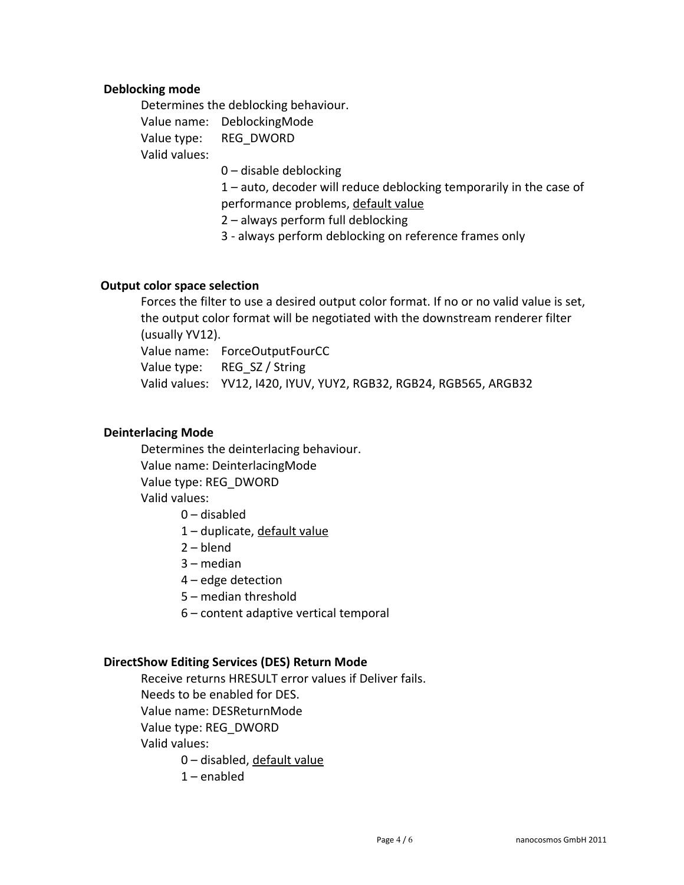**Deblocking mode**

Determines the deblocking behaviour.

Value name: DeblockingMode

Value type: REG_DWORD

Valid values:

- 0 – disable deblocking
- 1 – auto, decoder will reduce deblocking temporarily in the case of performance problems, <u>default value</u>
- 2 – always perform full deblocking
- 3 - always perform deblocking on reference frames only

**Output color space selection**

Forces the filter to use a desired output color format. If no or no valid value is set, the output color format will be negotiated with the downstream renderer filter (usually YV12).

Value name: ForceOutputFourCC

Value type: REG_SZ / String

Valid values: YV12, I420, IYUV, YUY2, RGB32, RGB24, RGB565, ARGB32

**Deinterlacing Mode**

Determines the deinterlacing behaviour.

Value name: DeinterlacingMode

Value type: REG_DWORD

Valid values:

- 0 – disabled
- 1 – duplicate, <u>default value</u>
- 2 – blend
- 3 – median
- 4 – edge detection
- 5 – median threshold
- 6 – content adaptive vertical temporal

**DirectShow Editing Services (DES) Return Mode**

Receive returns HRESULT error values if Deliver fails.

Needs to be enabled for DES.

Value name: DESReturnMode

Value type: REG_DWORD

Valid values:

- 0 – disabled, <u>default value</u>
- 1 – enabled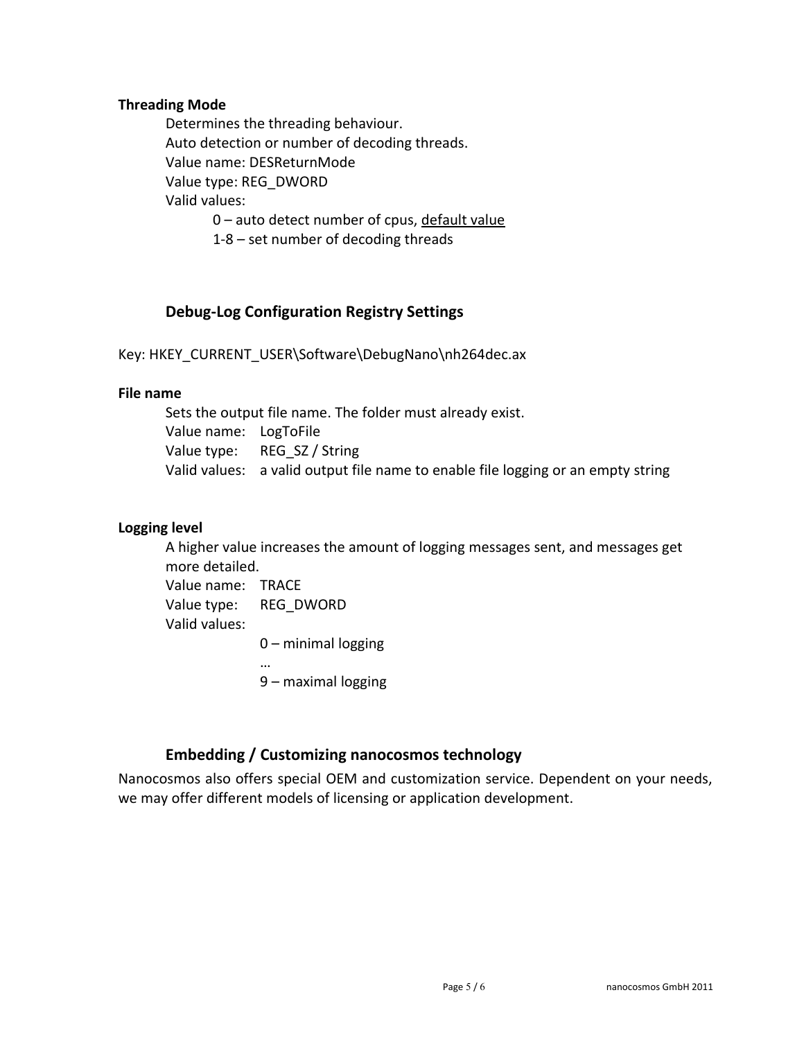**Threading Mode**

Determines the threading behaviour.
Auto detection or number of decoding threads.
Value name: DESReturnMode
Value type: REG_DWORD
Valid values:

- 0 – auto detect number of cpus, <u>default value</u>
- 1-8 – set number of decoding threads

## Debug-Log Configuration Registry Settings

Key: HKEY_CURRENT_USER\Software\DebugNano\nh264dec.ax

**File name**

Sets the output file name. The folder must already exist.
Value name: LogToFile
Value type: REG_SZ / String
Valid values: a valid output file name to enable file logging or an empty string

**Logging level**

A higher value increases the amount of logging messages sent, and messages get more detailed.
Value name: TRACE
Value type: REG_DWORD
Valid values:

- 0 – minimal logging
- …
- 9 – maximal logging

## Embedding / Customizing nanocosmos technology

Nanocosmos also offers special OEM and customization service. Dependent on your needs, we may offer different models of licensing or application development.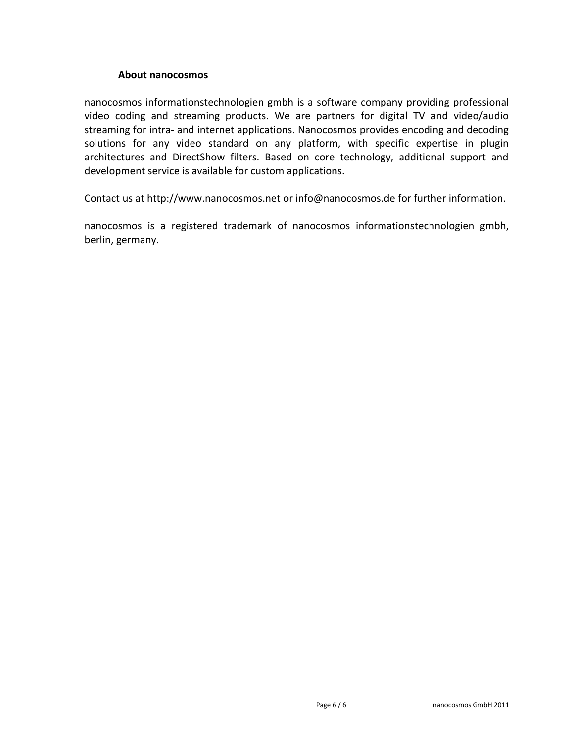## About nanocosmos

nanocosmos informationstechnologien gmbh is a software company providing professional video coding and streaming products. We are partners for digital TV and video/audio streaming for intra- and internet applications. Nanocosmos provides encoding and decoding solutions for any video standard on any platform, with specific expertise in plugin architectures and DirectShow filters. Based on core technology, additional support and development service is available for custom applications.

Contact us at http://www.nanocosmos.net or info@nanocosmos.de for further information.

nanocosmos is a registered trademark of nanocosmos informationstechnologien gmbh, berlin, germany.